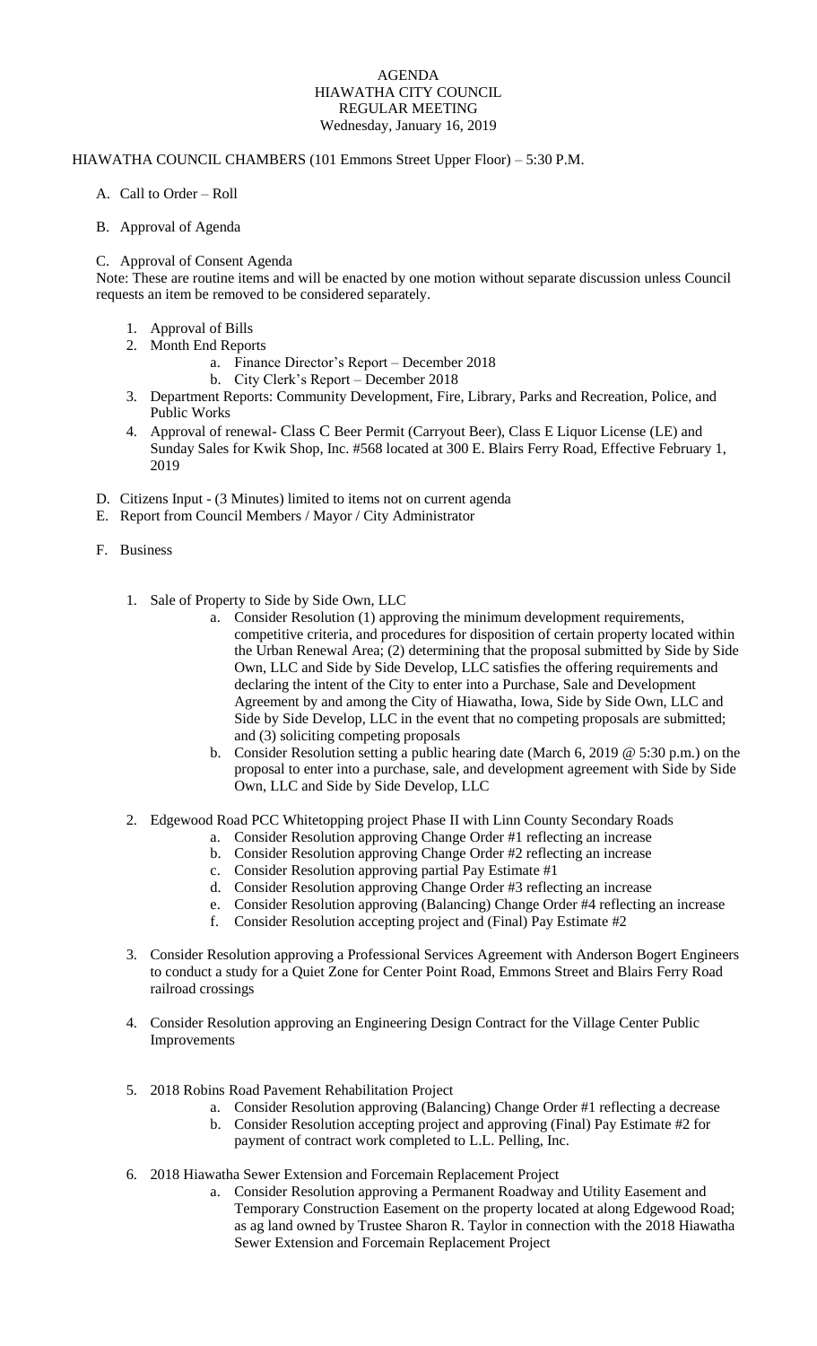# AGENDA
## HIAWATHA CITY COUNCIL
## REGULAR MEETING
### Wednesday, January 16, 2019

HIAWATHA COUNCIL CHAMBERS (101 Emmons Street Upper Floor) – 5:30 P.M.

A. Call to Order – Roll

B. Approval of Agenda

C. Approval of Consent Agenda

Note: These are routine items and will be enacted by one motion without separate discussion unless Council requests an item be removed to be considered separately.

1. Approval of Bills
2. Month End Reports
   a. Finance Director's Report – December 2018
   b. City Clerk's Report – December 2018
3. Department Reports: Community Development, Fire, Library, Parks and Recreation, Police, and Public Works
4. Approval of renewal- Class C Beer Permit (Carryout Beer), Class E Liquor License (LE) and Sunday Sales for Kwik Shop, Inc. #568 located at 300 E. Blairs Ferry Road, Effective February 1, 2019

D. Citizens Input - (3 Minutes) limited to items not on current agenda

E. Report from Council Members / Mayor / City Administrator

F. Business

1. Sale of Property to Side by Side Own, LLC
   a. Consider Resolution (1) approving the minimum development requirements, competitive criteria, and procedures for disposition of certain property located within the Urban Renewal Area; (2) determining that the proposal submitted by Side by Side Own, LLC and Side by Side Develop, LLC satisfies the offering requirements and declaring the intent of the City to enter into a Purchase, Sale and Development Agreement by and among the City of Hiawatha, Iowa, Side by Side Own, LLC and Side by Side Develop, LLC in the event that no competing proposals are submitted; and (3) soliciting competing proposals
   b. Consider Resolution setting a public hearing date (March 6, 2019 @ 5:30 p.m.) on the proposal to enter into a purchase, sale, and development agreement with Side by Side Own, LLC and Side by Side Develop, LLC

2. Edgewood Road PCC Whitetopping project Phase II with Linn County Secondary Roads
   a. Consider Resolution approving Change Order #1 reflecting an increase
   b. Consider Resolution approving Change Order #2 reflecting an increase
   c. Consider Resolution approving partial Pay Estimate #1
   d. Consider Resolution approving Change Order #3 reflecting an increase
   e. Consider Resolution approving (Balancing) Change Order #4 reflecting an increase
   f. Consider Resolution accepting project and (Final) Pay Estimate #2

3. Consider Resolution approving a Professional Services Agreement with Anderson Bogert Engineers to conduct a study for a Quiet Zone for Center Point Road, Emmons Street and Blairs Ferry Road railroad crossings

4. Consider Resolution approving an Engineering Design Contract for the Village Center Public Improvements

5. 2018 Robins Road Pavement Rehabilitation Project
   a. Consider Resolution approving (Balancing) Change Order #1 reflecting a decrease
   b. Consider Resolution accepting project and approving (Final) Pay Estimate #2 for payment of contract work completed to L.L. Pelling, Inc.

6. 2018 Hiawatha Sewer Extension and Forcemain Replacement Project
   a. Consider Resolution approving a Permanent Roadway and Utility Easement and Temporary Construction Easement on the property located at along Edgewood Road; as ag land owned by Trustee Sharon R. Taylor in connection with the 2018 Hiawatha Sewer Extension and Forcemain Replacement Project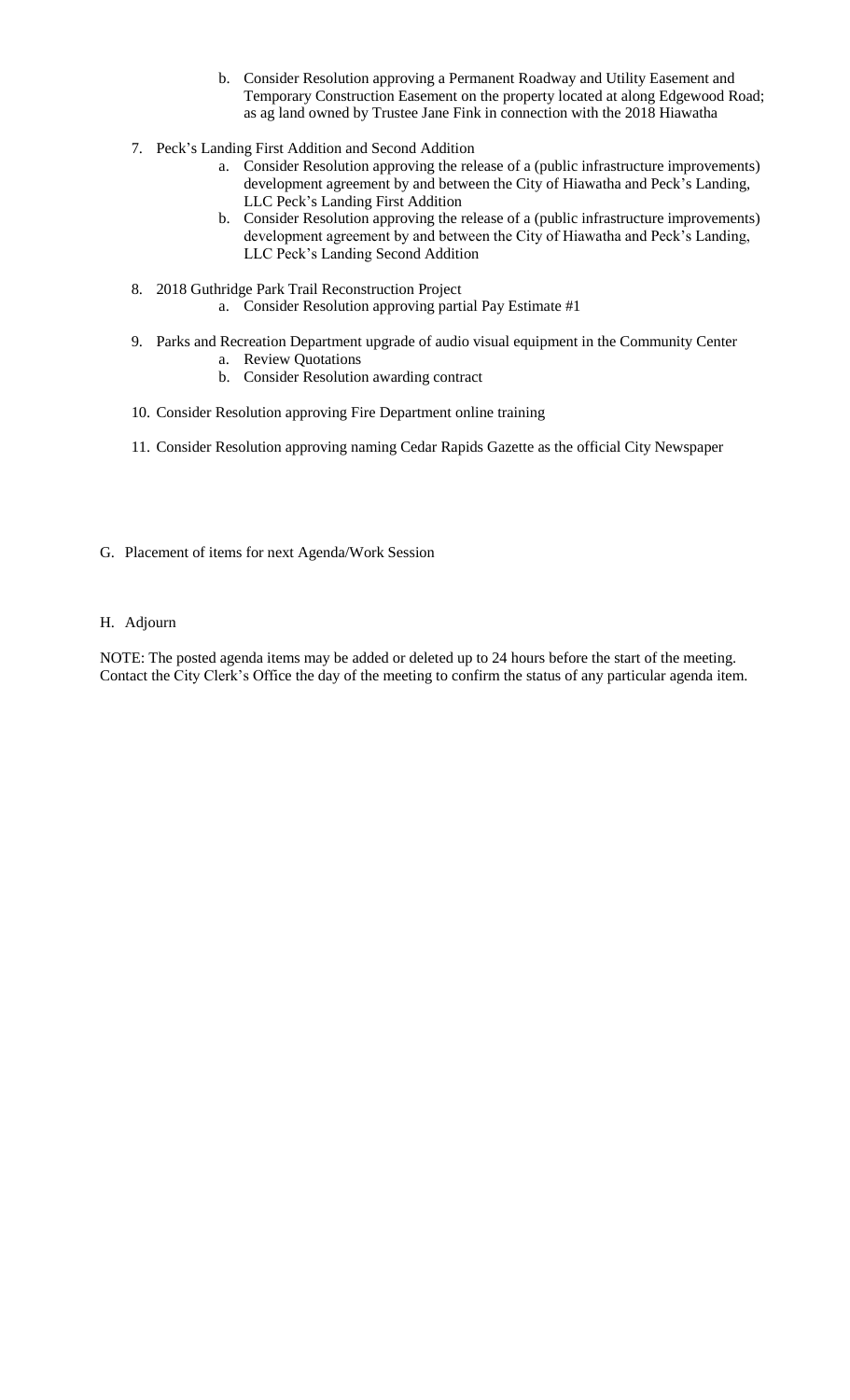b. Consider Resolution approving a Permanent Roadway and Utility Easement and Temporary Construction Easement on the property located at along Edgewood Road; as ag land owned by Trustee Jane Fink in connection with the 2018 Hiawatha

7. Peck's Landing First Addition and Second Addition
   a. Consider Resolution approving the release of a (public infrastructure improvements) development agreement by and between the City of Hiawatha and Peck's Landing, LLC Peck's Landing First Addition
   b. Consider Resolution approving the release of a (public infrastructure improvements) development agreement by and between the City of Hiawatha and Peck's Landing, LLC Peck's Landing Second Addition

8. 2018 Guthridge Park Trail Reconstruction Project
   a. Consider Resolution approving partial Pay Estimate #1

9. Parks and Recreation Department upgrade of audio visual equipment in the Community Center
   a. Review Quotations
   b. Consider Resolution awarding contract

10. Consider Resolution approving Fire Department online training

11. Consider Resolution approving naming Cedar Rapids Gazette as the official City Newspaper

G. Placement of items for next Agenda/Work Session

H. Adjourn

NOTE: The posted agenda items may be added or deleted up to 24 hours before the start of the meeting. Contact the City Clerk's Office the day of the meeting to confirm the status of any particular agenda item.